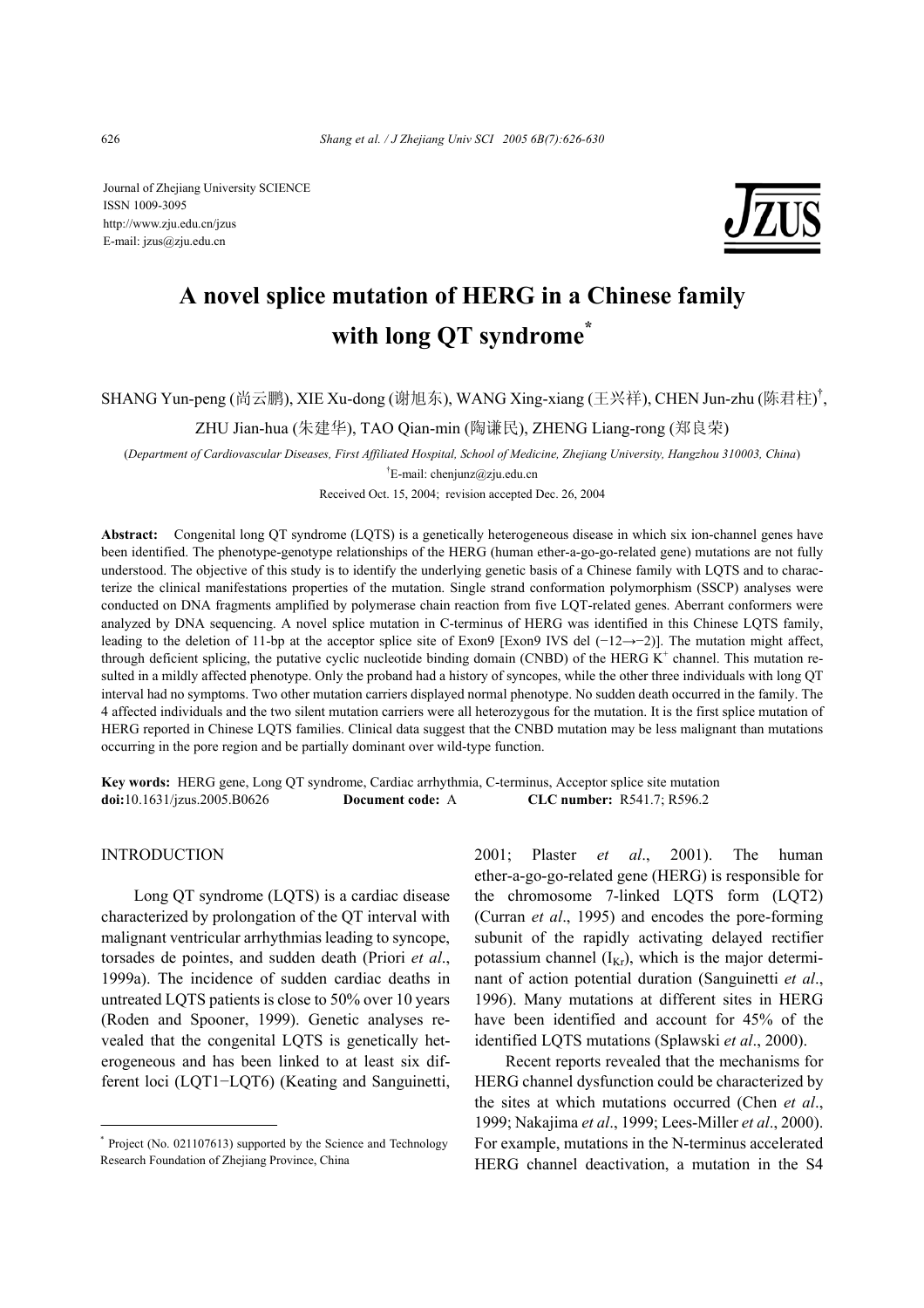Journal of Zhejiang University SCIENCE
ISSN 1009-3095
http://www.zju.edu.cn/jzus
E-mail: jzus@zju.edu.cn

# A novel splice mutation of HERG in a Chinese family with long QT syndrome*

SHANG Yun-peng (尚云鹏), XIE Xu-dong (谢旭东), WANG Xing-xiang (王兴祥), CHEN Jun-zhu (陈君柱)†, ZHU Jian-hua (朱建华), TAO Qian-min (陶谦民), ZHENG Liang-rong (郑良荣)

(*Department of Cardiovascular Diseases, First Affiliated Hospital, School of Medicine, Zhejiang University, Hangzhou 310003, China*)

†E-mail: chenjunz@zju.edu.cn

Received Oct. 15, 2004; revision accepted Dec. 26, 2004

**Abstract:** Congenital long QT syndrome (LQTS) is a genetically heterogeneous disease in which six ion-channel genes have been identified. The phenotype-genotype relationships of the HERG (human ether-a-go-go-related gene) mutations are not fully understood. The objective of this study is to identify the underlying genetic basis of a Chinese family with LQTS and to characterize the clinical manifestations properties of the mutation. Single strand conformation polymorphism (SSCP) analyses were conducted on DNA fragments amplified by polymerase chain reaction from five LQT-related genes. Aberrant conformers were analyzed by DNA sequencing. A novel splice mutation in C-terminus of HERG was identified in this Chinese LQTS family, leading to the deletion of 11-bp at the acceptor splice site of Exon9 [Exon9 IVS del (−12→−2)]. The mutation might affect, through deficient splicing, the putative cyclic nucleotide binding domain (CNBD) of the HERG $K^+$ channel. This mutation resulted in a mildly affected phenotype. Only the proband had a history of syncopes, while the other three individuals with long QT interval had no symptoms. Two other mutation carriers displayed normal phenotype. No sudden death occurred in the family. The 4 affected individuals and the two silent mutation carriers were all heterozygous for the mutation. It is the first splice mutation of HERG reported in Chinese LQTS families. Clinical data suggest that the CNBD mutation may be less malignant than mutations occurring in the pore region and be partially dominant over wild-type function.

**Key words:** HERG gene, Long QT syndrome, Cardiac arrhythmia, C-terminus, Acceptor splice site mutation
**doi:**10.1631/jzus.2005.B0626 **Document code:** A **CLC number:** R541.7; R596.2

## INTRODUCTION

Long QT syndrome (LQTS) is a cardiac disease characterized by prolongation of the QT interval with malignant ventricular arrhythmias leading to syncope, torsades de pointes, and sudden death (Priori *et al*., 1999a). The incidence of sudden cardiac deaths in untreated LQTS patients is close to 50% over 10 years (Roden and Spooner, 1999). Genetic analyses revealed that the congenital LQTS is genetically heterogeneous and has been linked to at least six different loci (LQT1−LQT6) (Keating and Sanguinetti, 2001; Plaster *et al*., 2001). The human ether-a-go-go-related gene (HERG) is responsible for the chromosome 7-linked LQTS form (LQT2) (Curran *et al*., 1995) and encodes the pore-forming subunit of the rapidly activating delayed rectifier potassium channel ($I_{Kr}$), which is the major determinant of action potential duration (Sanguinetti *et al*., 1996). Many mutations at different sites in HERG have been identified and account for 45% of the identified LQTS mutations (Splawski *et al*., 2000).

Recent reports revealed that the mechanisms for HERG channel dysfunction could be characterized by the sites at which mutations occurred (Chen *et al*., 1999; Nakajima *et al*., 1999; Lees-Miller *et al*., 2000). For example, mutations in the N-terminus accelerated HERG channel deactivation, a mutation in the S4

---

* Project (No. 021107613) supported by the Science and Technology Research Foundation of Zhejiang Province, China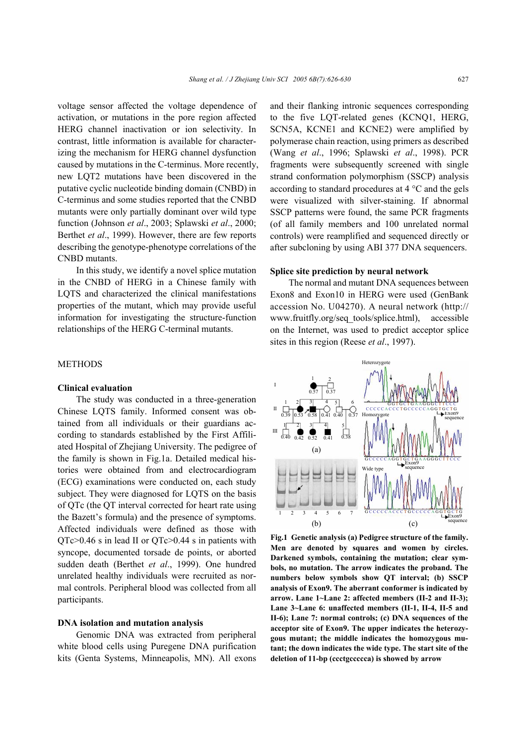voltage sensor affected the voltage dependence of activation, or mutations in the pore region affected HERG channel inactivation or ion selectivity. In contrast, little information is available for characterizing the mechanism for HERG channel dysfunction caused by mutations in the C-terminus. More recently, new LQT2 mutations have been discovered in the putative cyclic nucleotide binding domain (CNBD) in C-terminus and some studies reported that the CNBD mutants were only partially dominant over wild type function (Johnson *et al*., 2003; Splawski *et al*., 2000; Berthet *et al*., 1999). However, there are few reports describing the genotype-phenotype correlations of the CNBD mutants.

In this study, we identify a novel splice mutation in the CNBD of HERG in a Chinese family with LQTS and characterized the clinical manifestations properties of the mutant, which may provide useful information for investigating the structure-function relationships of the HERG C-terminal mutants.

## METHODS

### Clinical evaluation

The study was conducted in a three-generation Chinese LQTS family. Informed consent was obtained from all individuals or their guardians according to standards established by the First Affiliated Hospital of Zhejiang University. The pedigree of the family is shown in Fig.1a. Detailed medical histories were obtained from and electrocardiogram (ECG) examinations were conducted on, each study subject. They were diagnosed for LQTS on the basis of QTc (the QT interval corrected for heart rate using the Bazett's formula) and the presence of symptoms. Affected individuals were defined as those with QTc>0.46 s in lead II or QTc>0.44 s in patients with syncope, documented torsade de points, or aborted sudden death (Berthet *et al*., 1999). One hundred unrelated healthy individuals were recruited as normal controls. Peripheral blood was collected from all participants.

### DNA isolation and mutation analysis

Genomic DNA was extracted from peripheral white blood cells using Puregene DNA purification kits (Genta Systems, Minneapolis, MN). All exons and their flanking intronic sequences corresponding to the five LQT-related genes (KCNQ1, HERG, SCN5A, KCNE1 and KCNE2) were amplified by polymerase chain reaction, using primers as described (Wang *et al*., 1996; Splawski *et al*., 1998). PCR fragments were subsequently screened with single strand conformation polymorphism (SSCP) analysis according to standard procedures at 4 °C and the gels were visualized with silver-staining. If abnormal SSCP patterns were found, the same PCR fragments (of all family members and 100 unrelated normal controls) were reamplified and sequenced directly or after subcloning by using ABI 377 DNA sequencers.

### Splice site prediction by neural network

The normal and mutant DNA sequences between Exon8 and Exon10 in HERG were used (GenBank accession No. U04270). A neural network (http://www.fruitfly.org/seq_tools/splice.html), accessible on the Internet, was used to predict acceptor splice sites in this region (Reese *et al*., 1997).

**Fig.1 Genetic analysis (a) Pedigree structure of the family. Men are denoted by squares and women by circles. Darkened symbols, containing the mutation; clear symbols, no mutation. The arrow indicates the proband. The numbers below symbols show QT interval; (b) SSCP analysis of Exon9. The aberrant conformer is indicated by arrow. Lane 1~Lane 2: affected members (II-2 and II-3); Lane 3~Lane 6: unaffected members (II-1, II-4, II-5 and II-6); Lane 7: normal controls; (c) DNA sequences of the acceptor site of Exon9. The upper indicates the heterozygous mutant; the middle indicates the homozygous mutant; the down indicates the wide type. The start site of the deletion of 11-bp (ccctgccccca) is showed by arrow**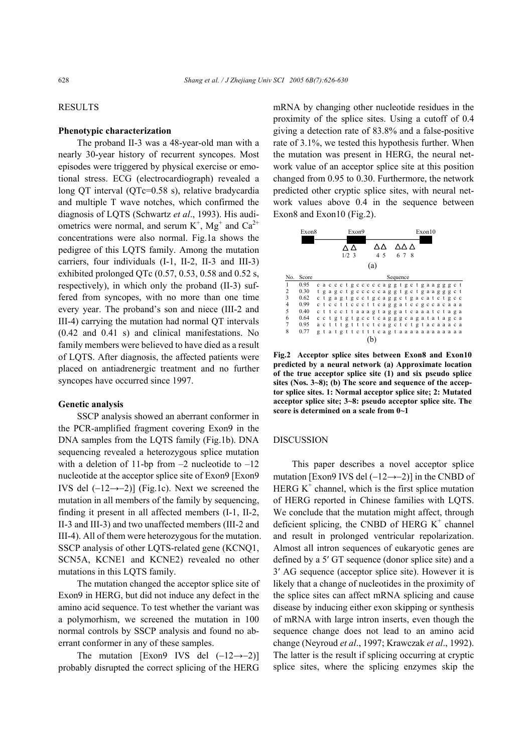## RESULTS

### Phenotypic characterization

The proband II-3 was a 48-year-old man with a nearly 30-year history of recurrent syncopes. Most episodes were triggered by physical exercise or emotional stress. ECG (electrocardiograph) revealed a long QT interval (QTc=0.58 s), relative bradycardia and multiple T wave notches, which confirmed the diagnosis of LQTS (Schwartz *et al*., 1993). His audiometrics were normal, and serum $K^+$, $Mg^+$ and $Ca^{2+}$ concentrations were also normal. Fig.1a shows the pedigree of this LQTS family. Among the mutation carriers, four individuals (I-1, II-2, II-3 and III-3) exhibited prolonged QTc (0.57, 0.53, 0.58 and 0.52 s, respectively), in which only the proband (II-3) suffered from syncopes, with no more than one time every year. The proband's son and niece (III-2 and III-4) carrying the mutation had normal QT intervals (0.42 and 0.41 s) and clinical manifestations. No family members were believed to have died as a result of LQTS. After diagnosis, the affected patients were placed on antiadrenergic treatment and no further syncopes have occurred since 1997.

### Genetic analysis

SSCP analysis showed an aberrant conformer in the PCR-amplified fragment covering Exon9 in the DNA samples from the LQTS family (Fig.1b). DNA sequencing revealed a heterozygous splice mutation with a deletion of 11-bp from –2 nucleotide to –12 nucleotide at the acceptor splice site of Exon9 [Exon9 IVS del (−12→−2)] (Fig.1c). Next we screened the mutation in all members of the family by sequencing, finding it present in all affected members (I-1, II-2, II-3 and III-3) and two unaffected members (III-2 and III-4). All of them were heterozygous for the mutation. SSCP analysis of other LQTS-related gene (KCNQ1, SCN5A, KCNE1 and KCNE2) revealed no other mutations in this LQTS family.

The mutation changed the acceptor splice site of Exon9 in HERG, but did not induce any defect in the amino acid sequence. To test whether the variant was a polymorphism, we screened the mutation in 100 normal controls by SSCP analysis and found no aberrant conformer in any of these samples.

The mutation [Exon9 IVS del (−12→−2)] probably disrupted the correct splicing of the HERG mRNA by changing other nucleotide residues in the proximity of the splice sites. Using a cutoff of 0.4 giving a detection rate of 83.8% and a false-positive rate of 3.1%, we tested this hypothesis further. When the mutation was present in HERG, the neural network value of an acceptor splice site at this position changed from 0.95 to 0.30. Furthermore, the network predicted other cryptic splice sites, with neural network values above 0.4 in the sequence between Exon8 and Exon10 (Fig.2).

(a)

| No. | Score | Sequence |
|---|---|---|
| 1 | 0.95 | c a c c c t g c c c c c a g g t g c t g a a g g g c t |
| 2 | 0.30 | t g a g c t g c c c c c a g g t g c t g a a g g g c t |
| 3 | 0.62 | c t g a g t g c c t g c a g g c t g a c a t c t g c c |
| 4 | 0.99 | c t c c t t c c c t t c a g g a t c c g c c a c a a a |
| 5 | 0.40 | c t t c c t t a a a g t a g g a t c a a a t c t a g a |
| 6 | 0.64 | c c t g t g t g c c t c a g g g c a g a t a t a g c a |
| 7 | 0.95 | a c t t t g t t t c t c a g c t c t g t a c a a a c a |
| 8 | 0.77 | g t a t g t t c t t t c a g t a a a a a a a a a a a a |

(b)

**Fig.2 Acceptor splice sites between Exon8 and Exon10 predicted by a neural network (a) Approximate location of the true acceptor splice site (1) and six pseudo splice sites (Nos. 3~8); (b) The score and sequence of the acceptor splice sites. 1: Normal acceptor splice site; 2: Mutated acceptor splice site; 3~8: pseudo acceptor splice site. The score is determined on a scale from 0~1**

## DISCUSSION

This paper describes a novel acceptor splice mutation [Exon9 IVS del (−12→−2)] in the CNBD of HERG $K^+$ channel, which is the first splice mutation of HERG reported in Chinese families with LQTS. We conclude that the mutation might affect, through deficient splicing, the CNBD of HERG $K^+$ channel and result in prolonged ventricular repolarization. Almost all intron sequences of eukaryotic genes are defined by a 5′ GT sequence (donor splice site) and a 3′ AG sequence (acceptor splice site). However it is likely that a change of nucleotides in the proximity of the splice sites can affect mRNA splicing and cause disease by inducing either exon skipping or synthesis of mRNA with large intron inserts, even though the sequence change does not lead to an amino acid change (Neyroud *et al*., 1997; Krawczak *et al*., 1992). The latter is the result if splicing occurring at cryptic splice sites, where the splicing enzymes skip the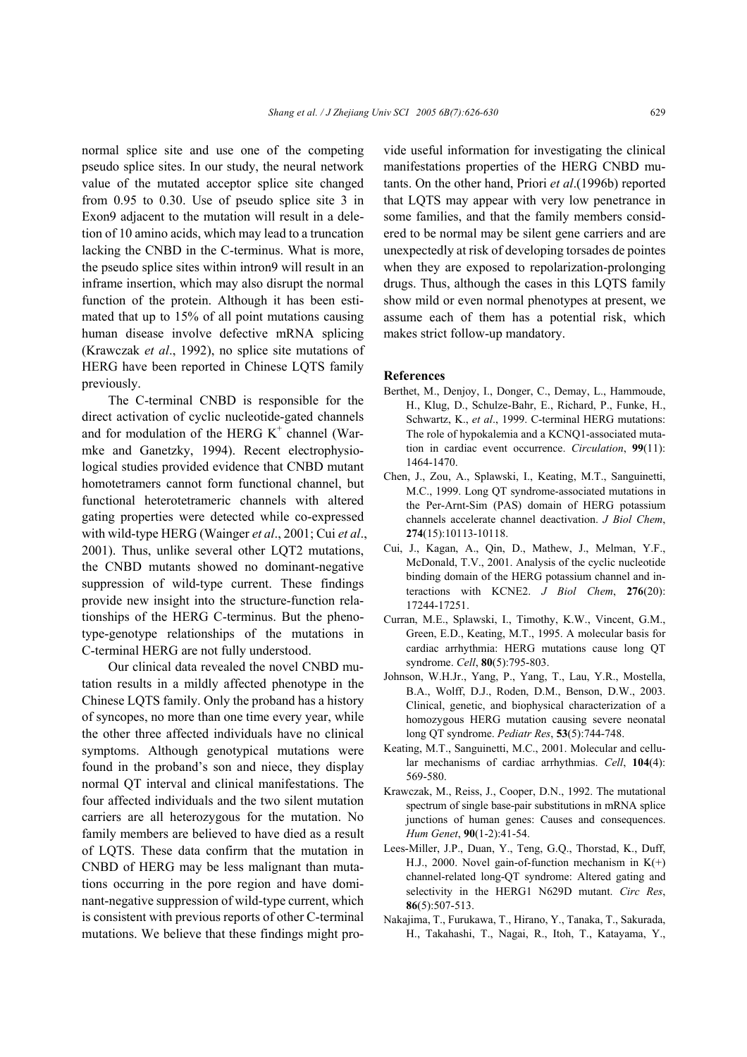normal splice site and use one of the competing pseudo splice sites. In our study, the neural network value of the mutated acceptor splice site changed from 0.95 to 0.30. Use of pseudo splice site 3 in Exon9 adjacent to the mutation will result in a deletion of 10 amino acids, which may lead to a truncation lacking the CNBD in the C-terminus. What is more, the pseudo splice sites within intron9 will result in an inframe insertion, which may also disrupt the normal function of the protein. Although it has been estimated that up to 15% of all point mutations causing human disease involve defective mRNA splicing (Krawczak *et al*., 1992), no splice site mutations of HERG have been reported in Chinese LQTS family previously.

The C-terminal CNBD is responsible for the direct activation of cyclic nucleotide-gated channels and for modulation of the HERG $K^+$ channel (Warmke and Ganetzky, 1994). Recent electrophysiological studies provided evidence that CNBD mutant homotetramers cannot form functional channel, but functional heterotetrameric channels with altered gating properties were detected while co-expressed with wild-type HERG (Wainger *et al*., 2001; Cui *et al*., 2001). Thus, unlike several other LQT2 mutations, the CNBD mutants showed no dominant-negative suppression of wild-type current. These findings provide new insight into the structure-function relationships of the HERG C-terminus. But the phenotype-genotype relationships of the mutations in C-terminal HERG are not fully understood.

Our clinical data revealed the novel CNBD mutation results in a mildly affected phenotype in the Chinese LQTS family. Only the proband has a history of syncopes, no more than one time every year, while the other three affected individuals have no clinical symptoms. Although genotypical mutations were found in the proband's son and niece, they display normal QT interval and clinical manifestations. The four affected individuals and the two silent mutation carriers are all heterozygous for the mutation. No family members are believed to have died as a result of LQTS. These data confirm that the mutation in CNBD of HERG may be less malignant than mutations occurring in the pore region and have dominant-negative suppression of wild-type current, which is consistent with previous reports of other C-terminal mutations. We believe that these findings might provide useful information for investigating the clinical manifestations properties of the HERG CNBD mutants. On the other hand, Priori *et al*.(1996b) reported that LQTS may appear with very low penetrance in some families, and that the family members considered to be normal may be silent gene carriers and are unexpectedly at risk of developing torsades de pointes when they are exposed to repolarization-prolonging drugs. Thus, although the cases in this LQTS family show mild or even normal phenotypes at present, we assume each of them has a potential risk, which makes strict follow-up mandatory.

## References

Berthet, M., Denjoy, I., Donger, C., Demay, L., Hammoude, H., Klug, D., Schulze-Bahr, E., Richard, P., Funke, H., Schwartz, K., *et al*., 1999. C-terminal HERG mutations: The role of hypokalemia and a KCNQ1-associated mutation in cardiac event occurrence. *Circulation*, **99**(11): 1464-1470.

Chen, J., Zou, A., Splawski, I., Keating, M.T., Sanguinetti, M.C., 1999. Long QT syndrome-associated mutations in the Per-Arnt-Sim (PAS) domain of HERG potassium channels accelerate channel deactivation. *J Biol Chem*, **274**(15):10113-10118.

Cui, J., Kagan, A., Qin, D., Mathew, J., Melman, Y.F., McDonald, T.V., 2001. Analysis of the cyclic nucleotide binding domain of the HERG potassium channel and interactions with KCNE2. *J Biol Chem*, **276**(20): 17244-17251.

Curran, M.E., Splawski, I., Timothy, K.W., Vincent, G.M., Green, E.D., Keating, M.T., 1995. A molecular basis for cardiac arrhythmia: HERG mutations cause long QT syndrome. *Cell*, **80**(5):795-803.

Johnson, W.H.Jr., Yang, P., Yang, T., Lau, Y.R., Mostella, B.A., Wolff, D.J., Roden, D.M., Benson, D.W., 2003. Clinical, genetic, and biophysical characterization of a homozygous HERG mutation causing severe neonatal long QT syndrome. *Pediatr Res*, **53**(5):744-748.

Keating, M.T., Sanguinetti, M.C., 2001. Molecular and cellular mechanisms of cardiac arrhythmias. *Cell*, **104**(4): 569-580.

Krawczak, M., Reiss, J., Cooper, D.N., 1992. The mutational spectrum of single base-pair substitutions in mRNA splice junctions of human genes: Causes and consequences. *Hum Genet*, **90**(1-2):41-54.

Lees-Miller, J.P., Duan, Y., Teng, G.Q., Thorstad, K., Duff, H.J., 2000. Novel gain-of-function mechanism in K(+) channel-related long-QT syndrome: Altered gating and selectivity in the HERG1 N629D mutant. *Circ Res*, **86**(5):507-513.

Nakajima, T., Furukawa, T., Hirano, Y., Tanaka, T., Sakurada, H., Takahashi, T., Nagai, R., Itoh, T., Katayama, Y.,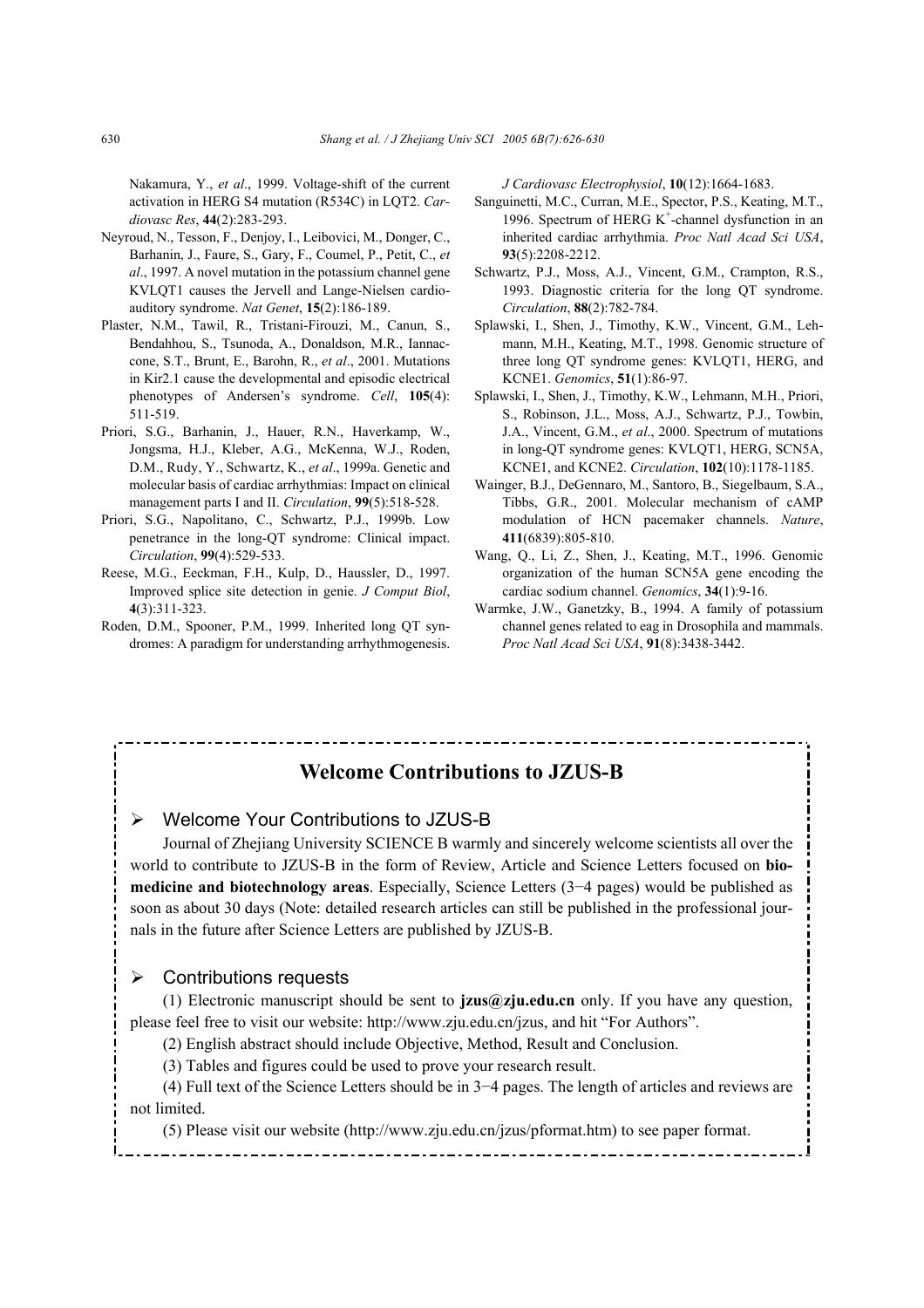Nakamura, Y., *et al*., 1999. Voltage-shift of the current activation in HERG S4 mutation (R534C) in LQT2. *Cardiovasc Res*, **44**(2):283-293.

Neyroud, N., Tesson, F., Denjoy, I., Leibovici, M., Donger, C., Barhanin, J., Faure, S., Gary, F., Coumel, P., Petit, C., *et al*., 1997. A novel mutation in the potassium channel gene KVLQT1 causes the Jervell and Lange-Nielsen cardioauditory syndrome. *Nat Genet*, **15**(2):186-189.

Plaster, N.M., Tawil, R., Tristani-Firouzi, M., Canun, S., Bendahhou, S., Tsunoda, A., Donaldson, M.R., Iannaccone, S.T., Brunt, E., Barohn, R., *et al*., 2001. Mutations in Kir2.1 cause the developmental and episodic electrical phenotypes of Andersen's syndrome. *Cell*, **105**(4): 511-519.

Priori, S.G., Barhanin, J., Hauer, R.N., Haverkamp, W., Jongsma, H.J., Kleber, A.G., McKenna, W.J., Roden, D.M., Rudy, Y., Schwartz, K., *et al*., 1999a. Genetic and molecular basis of cardiac arrhythmias: Impact on clinical management parts I and II. *Circulation*, **99**(5):518-528.

Priori, S.G., Napolitano, C., Schwartz, P.J., 1999b. Low penetrance in the long-QT syndrome: Clinical impact. *Circulation*, **99**(4):529-533.

Reese, M.G., Eeckman, F.H., Kulp, D., Haussler, D., 1997. Improved splice site detection in genie. *J Comput Biol*, **4**(3):311-323.

Roden, D.M., Spooner, P.M., 1999. Inherited long QT syndromes: A paradigm for understanding arrhythmogenesis. *J Cardiovasc Electrophysiol*, **10**(12):1664-1683.

Sanguinetti, M.C., Curran, M.E., Spector, P.S., Keating, M.T., 1996. Spectrum of HERG $K^+$-channel dysfunction in an inherited cardiac arrhythmia. *Proc Natl Acad Sci USA*, **93**(5):2208-2212.

Schwartz, P.J., Moss, A.J., Vincent, G.M., Crampton, R.S., 1993. Diagnostic criteria for the long QT syndrome. *Circulation*, **88**(2):782-784.

Splawski, I., Shen, J., Timothy, K.W., Vincent, G.M., Lehmann, M.H., Keating, M.T., 1998. Genomic structure of three long QT syndrome genes: KVLQT1, HERG, and KCNE1. *Genomics*, **51**(1):86-97.

Splawski, I., Shen, J., Timothy, K.W., Lehmann, M.H., Priori, S., Robinson, J.L., Moss, A.J., Schwartz, P.J., Towbin, J.A., Vincent, G.M., *et al*., 2000. Spectrum of mutations in long-QT syndrome genes: KVLQT1, HERG, SCN5A, KCNE1, and KCNE2. *Circulation*, **102**(10):1178-1185.

Wainger, B.J., DeGennaro, M., Santoro, B., Siegelbaum, S.A., Tibbs, G.R., 2001. Molecular mechanism of cAMP modulation of HCN pacemaker channels. *Nature*, **411**(6839):805-810.

Wang, Q., Li, Z., Shen, J., Keating, M.T., 1996. Genomic organization of the human SCN5A gene encoding the cardiac sodium channel. *Genomics*, **34**(1):9-16.

Warmke, J.W., Ganetzky, B., 1994. A family of potassium channel genes related to eag in Drosophila and mammals. *Proc Natl Acad Sci USA*, **91**(8):3438-3442.

## Welcome Contributions to JZUS-B

- Welcome Your Contributions to JZUS-B

Journal of Zhejiang University SCIENCE B warmly and sincerely welcome scientists all over the world to contribute to JZUS-B in the form of Review, Article and Science Letters focused on **biomedicine and biotechnology areas**. Especially, Science Letters (3−4 pages) would be published as soon as about 30 days (Note: detailed research articles can still be published in the professional journals in the future after Science Letters are published by JZUS-B.

- Contributions requests

(1) Electronic manuscript should be sent to **jzus@zju.edu.cn** only. If you have any question, please feel free to visit our website: http://www.zju.edu.cn/jzus, and hit "For Authors".

(2) English abstract should include Objective, Method, Result and Conclusion.

(3) Tables and figures could be used to prove your research result.

(4) Full text of the Science Letters should be in 3−4 pages. The length of articles and reviews are not limited.

(5) Please visit our website (http://www.zju.edu.cn/jzus/pformat.htm) to see paper format.